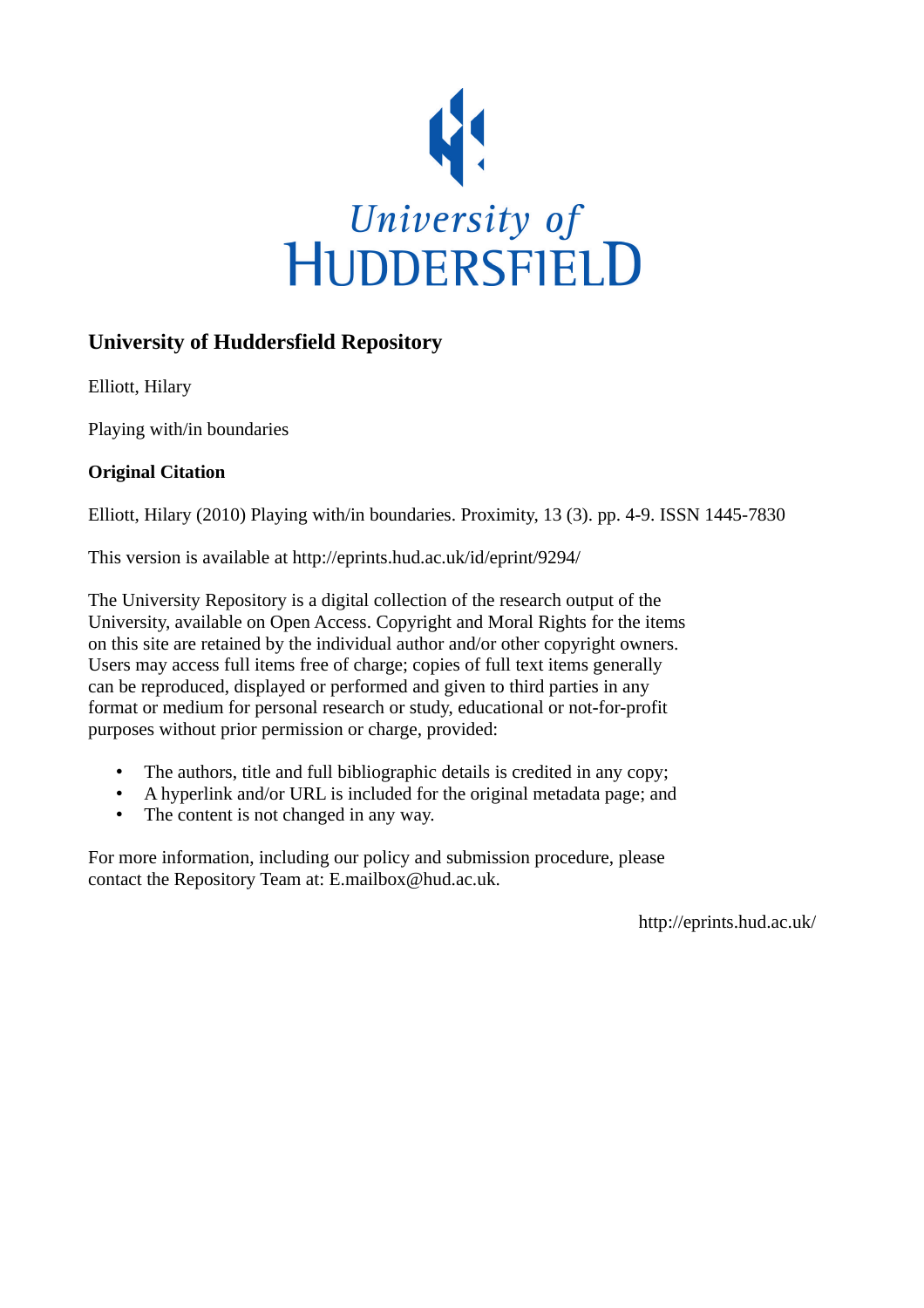University of
HUDDERSFIELD

## University of Huddersfield Repository

Elliott, Hilary

Playing with/in boundaries

**Original Citation**

Elliott, Hilary (2010) Playing with/in boundaries. Proximity, 13 (3). pp. 4-9. ISSN 1445-7830

This version is available at http://eprints.hud.ac.uk/id/eprint/9294/

The University Repository is a digital collection of the research output of the University, available on Open Access. Copyright and Moral Rights for the items on this site are retained by the individual author and/or other copyright owners. Users may access full items free of charge; copies of full text items generally can be reproduced, displayed or performed and given to third parties in any format or medium for personal research or study, educational or not-for-profit purposes without prior permission or charge, provided:

- The authors, title and full bibliographic details is credited in any copy;
- A hyperlink and/or URL is included for the original metadata page; and
- The content is not changed in any way.

For more information, including our policy and submission procedure, please contact the Repository Team at: E.mailbox@hud.ac.uk.

http://eprints.hud.ac.uk/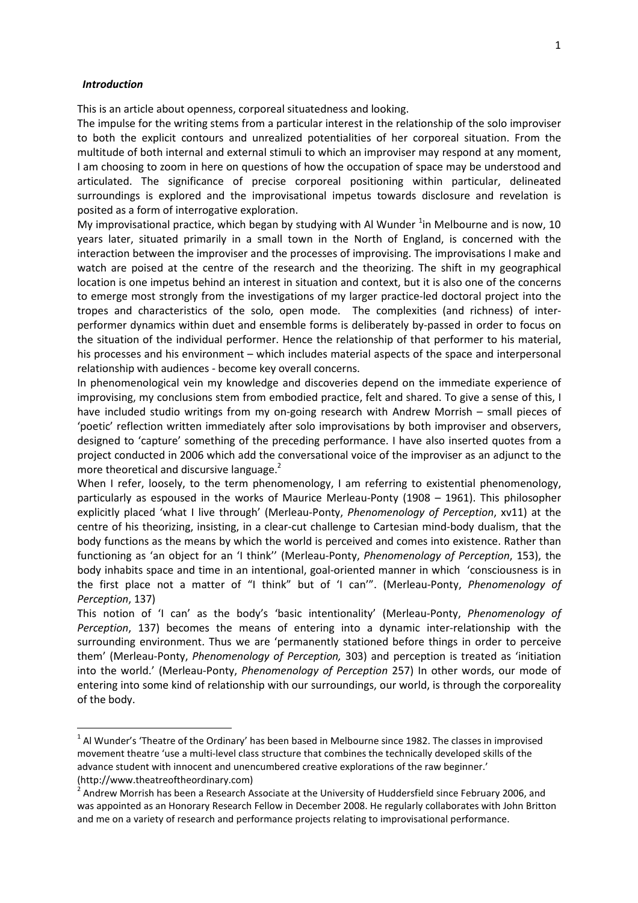### *Introduction*

This is an article about openness, corporeal situatedness and looking.

The impulse for the writing stems from a particular interest in the relationship of the solo improviser to both the explicit contours and unrealized potentialities of her corporeal situation. From the multitude of both internal and external stimuli to which an improviser may respond at any moment, I am choosing to zoom in here on questions of how the occupation of space may be understood and articulated. The significance of precise corporeal positioning within particular, delineated surroundings is explored and the improvisational impetus towards disclosure and revelation is posited as a form of interrogative exploration.

My improvisational practice, which began by studying with Al Wunder [1]in Melbourne and is now, 10 years later, situated primarily in a small town in the North of England, is concerned with the interaction between the improviser and the processes of improvising. The improvisations I make and watch are poised at the centre of the research and the theorizing. The shift in my geographical location is one impetus behind an interest in situation and context, but it is also one of the concerns to emerge most strongly from the investigations of my larger practice-led doctoral project into the tropes and characteristics of the solo, open mode. The complexities (and richness) of inter-performer dynamics within duet and ensemble forms is deliberately by-passed in order to focus on the situation of the individual performer. Hence the relationship of that performer to his material, his processes and his environment – which includes material aspects of the space and interpersonal relationship with audiences - become key overall concerns.

In phenomenological vein my knowledge and discoveries depend on the immediate experience of improvising, my conclusions stem from embodied practice, felt and shared. To give a sense of this, I have included studio writings from my on-going research with Andrew Morrish – small pieces of 'poetic' reflection written immediately after solo improvisations by both improviser and observers, designed to 'capture' something of the preceding performance. I have also inserted quotes from a project conducted in 2006 which add the conversational voice of the improviser as an adjunct to the more theoretical and discursive language.[2]

When I refer, loosely, to the term phenomenology, I am referring to existential phenomenology, particularly as espoused in the works of Maurice Merleau-Ponty (1908 – 1961). This philosopher explicitly placed 'what I live through' (Merleau-Ponty, *Phenomenology of Perception*, xv11) at the centre of his theorizing, insisting, in a clear-cut challenge to Cartesian mind-body dualism, that the body functions as the means by which the world is perceived and comes into existence. Rather than functioning as 'an object for an 'I think'' (Merleau-Ponty, *Phenomenology of Perception*, 153), the body inhabits space and time in an intentional, goal-oriented manner in which 'consciousness is in the first place not a matter of "I think" but of 'I can'". (Merleau-Ponty, *Phenomenology of Perception*, 137)

This notion of 'I can' as the body's 'basic intentionality' (Merleau-Ponty, *Phenomenology of Perception*, 137) becomes the means of entering into a dynamic inter-relationship with the surrounding environment. Thus we are 'permanently stationed before things in order to perceive them' (Merleau-Ponty, *Phenomenology of Perception,* 303) and perception is treated as 'initiation into the world.' (Merleau-Ponty, *Phenomenology of Perception* 257) In other words, our mode of entering into some kind of relationship with our surroundings, our world, is through the corporeality of the body.

---

[1] Al Wunder's 'Theatre of the Ordinary' has been based in Melbourne since 1982. The classes in improvised movement theatre 'use a multi-level class structure that combines the technically developed skills of the advance student with innocent and unencumbered creative explorations of the raw beginner.' (http://www.theatreoftheordinary.com)

[2] Andrew Morrish has been a Research Associate at the University of Huddersfield since February 2006, and was appointed as an Honorary Research Fellow in December 2008. He regularly collaborates with John Britton and me on a variety of research and performance projects relating to improvisational performance.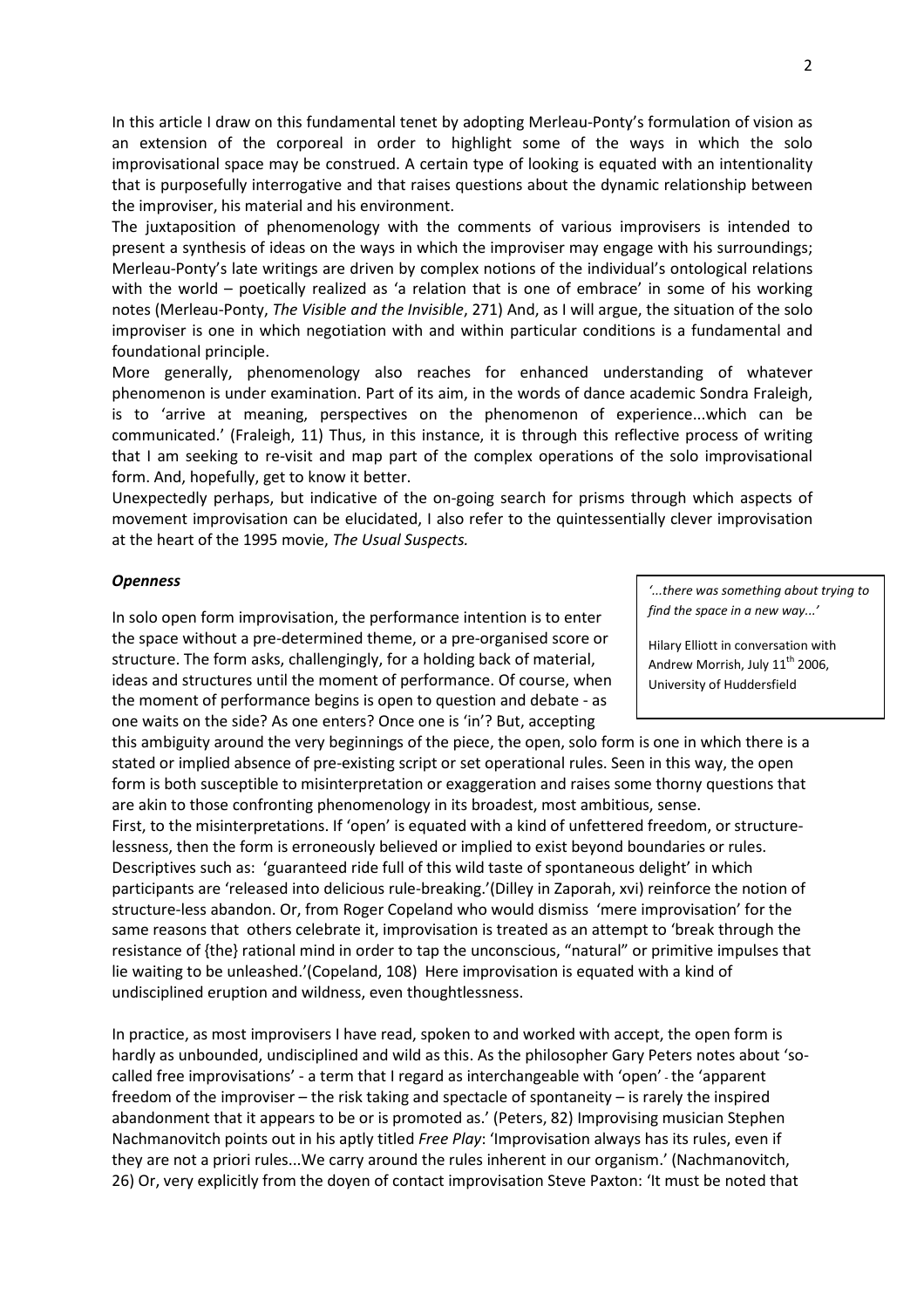In this article I draw on this fundamental tenet by adopting Merleau-Ponty's formulation of vision as an extension of the corporeal in order to highlight some of the ways in which the solo improvisational space may be construed. A certain type of looking is equated with an intentionality that is purposefully interrogative and that raises questions about the dynamic relationship between the improviser, his material and his environment.

The juxtaposition of phenomenology with the comments of various improvisers is intended to present a synthesis of ideas on the ways in which the improviser may engage with his surroundings; Merleau-Ponty's late writings are driven by complex notions of the individual's ontological relations with the world – poetically realized as 'a relation that is one of embrace' in some of his working notes (Merleau-Ponty, *The Visible and the Invisible*, 271) And, as I will argue, the situation of the solo improviser is one in which negotiation with and within particular conditions is a fundamental and foundational principle.

More generally, phenomenology also reaches for enhanced understanding of whatever phenomenon is under examination. Part of its aim, in the words of dance academic Sondra Fraleigh, is to 'arrive at meaning, perspectives on the phenomenon of experience...which can be communicated.' (Fraleigh, 11) Thus, in this instance, it is through this reflective process of writing that I am seeking to re-visit and map part of the complex operations of the solo improvisational form. And, hopefully, get to know it better.

Unexpectedly perhaps, but indicative of the on-going search for prisms through which aspects of movement improvisation can be elucidated, I also refer to the quintessentially clever improvisation at the heart of the 1995 movie, *The Usual Suspects.*

### ***Openness***

> *'...there was something about trying to find the space in a new way...'*
>
> Hilary Elliott in conversation with Andrew Morrish, July 11th 2006, University of Huddersfield

In solo open form improvisation, the performance intention is to enter the space without a pre-determined theme, or a pre-organised score or structure. The form asks, challengingly, for a holding back of material, ideas and structures until the moment of performance. Of course, when the moment of performance begins is open to question and debate - as one waits on the side? As one enters? Once one is 'in'? But, accepting this ambiguity around the very beginnings of the piece, the open, solo form is one in which there is a stated or implied absence of pre-existing script or set operational rules. Seen in this way, the open form is both susceptible to misinterpretation or exaggeration and raises some thorny questions that are akin to those confronting phenomenology in its broadest, most ambitious, sense.

First, to the misinterpretations. If 'open' is equated with a kind of unfettered freedom, or structure-lessness, then the form is erroneously believed or implied to exist beyond boundaries or rules. Descriptives such as: 'guaranteed ride full of this wild taste of spontaneous delight' in which participants are 'released into delicious rule-breaking.'(Dilley in Zaporah, xvi) reinforce the notion of structure-less abandon. Or, from Roger Copeland who would dismiss 'mere improvisation' for the same reasons that others celebrate it, improvisation is treated as an attempt to 'break through the resistance of {the} rational mind in order to tap the unconscious, "natural" or primitive impulses that lie waiting to be unleashed.'(Copeland, 108) Here improvisation is equated with a kind of undisciplined eruption and wildness, even thoughtlessness.

In practice, as most improvisers I have read, spoken to and worked with accept, the open form is hardly as unbounded, undisciplined and wild as this. As the philosopher Gary Peters notes about 'so-called free improvisations' - a term that I regard as interchangeable with 'open' - the 'apparent freedom of the improviser – the risk taking and spectacle of spontaneity – is rarely the inspired abandonment that it appears to be or is promoted as.' (Peters, 82) Improvising musician Stephen Nachmanovitch points out in his aptly titled *Free Play*: 'Improvisation always has its rules, even if they are not a priori rules...We carry around the rules inherent in our organism.' (Nachmanovitch, 26) Or, very explicitly from the doyen of contact improvisation Steve Paxton: 'It must be noted that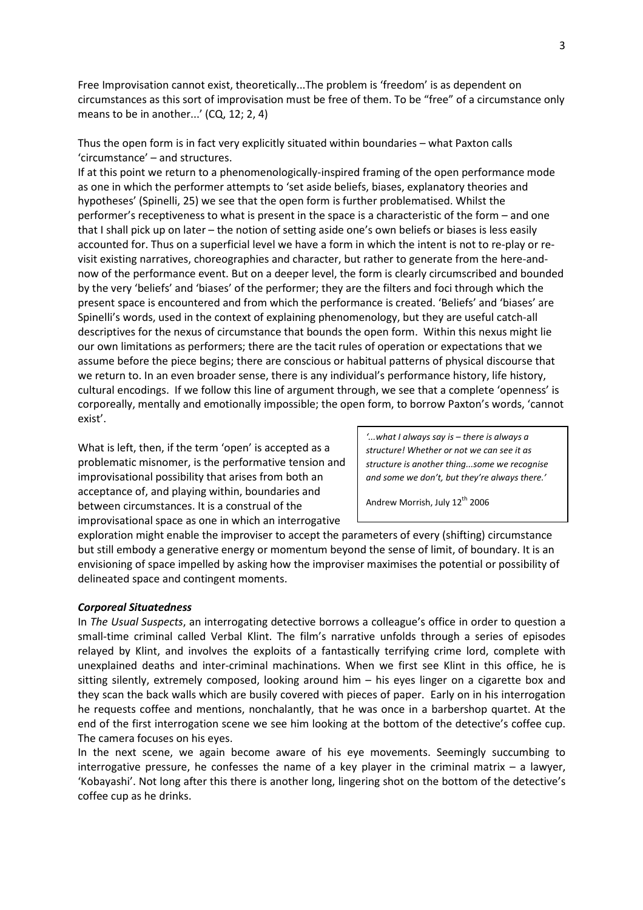Free Improvisation cannot exist, theoretically...The problem is 'freedom' is as dependent on circumstances as this sort of improvisation must be free of them. To be "free" of a circumstance only means to be in another...' (CQ, 12; 2, 4)

Thus the open form is in fact very explicitly situated within boundaries – what Paxton calls 'circumstance' – and structures.

If at this point we return to a phenomenologically-inspired framing of the open performance mode as one in which the performer attempts to 'set aside beliefs, biases, explanatory theories and hypotheses' (Spinelli, 25) we see that the open form is further problematised. Whilst the performer's receptiveness to what is present in the space is a characteristic of the form – and one that I shall pick up on later – the notion of setting aside one's own beliefs or biases is less easily accounted for. Thus on a superficial level we have a form in which the intent is not to re-play or re-visit existing narratives, choreographies and character, but rather to generate from the here-and-now of the performance event. But on a deeper level, the form is clearly circumscribed and bounded by the very 'beliefs' and 'biases' of the performer; they are the filters and foci through which the present space is encountered and from which the performance is created. 'Beliefs' and 'biases' are Spinelli's words, used in the context of explaining phenomenology, but they are useful catch-all descriptives for the nexus of circumstance that bounds the open form. Within this nexus might lie our own limitations as performers; there are the tacit rules of operation or expectations that we assume before the piece begins; there are conscious or habitual patterns of physical discourse that we return to. In an even broader sense, there is any individual's performance history, life history, cultural encodings. If we follow this line of argument through, we see that a complete 'openness' is corporeally, mentally and emotionally impossible; the open form, to borrow Paxton's words, 'cannot exist'.

What is left, then, if the term 'open' is accepted as a problematic misnomer, is the performative tension and improvisational possibility that arises from both an acceptance of, and playing within, boundaries and between circumstances. It is a construal of the improvisational space as one in which an interrogative exploration might enable the improviser to accept the parameters of every (shifting) circumstance but still embody a generative energy or momentum beyond the sense of limit, of boundary. It is an envisioning of space impelled by asking how the improviser maximises the potential or possibility of delineated space and contingent moments.

> *'...what I always say is – there is always a structure! Whether or not we can see it as structure is another thing...some we recognise and some we don't, but they're always there.'*
>
> Andrew Morrish, July 12th 2006

### *Corporeal Situatedness*

In *The Usual Suspects*, an interrogating detective borrows a colleague's office in order to question a small-time criminal called Verbal Klint. The film's narrative unfolds through a series of episodes relayed by Klint, and involves the exploits of a fantastically terrifying crime lord, complete with unexplained deaths and inter-criminal machinations. When we first see Klint in this office, he is sitting silently, extremely composed, looking around him – his eyes linger on a cigarette box and they scan the back walls which are busily covered with pieces of paper. Early on in his interrogation he requests coffee and mentions, nonchalantly, that he was once in a barbershop quartet. At the end of the first interrogation scene we see him looking at the bottom of the detective's coffee cup. The camera focuses on his eyes.

In the next scene, we again become aware of his eye movements. Seemingly succumbing to interrogative pressure, he confesses the name of a key player in the criminal matrix – a lawyer, 'Kobayashi'. Not long after this there is another long, lingering shot on the bottom of the detective's coffee cup as he drinks.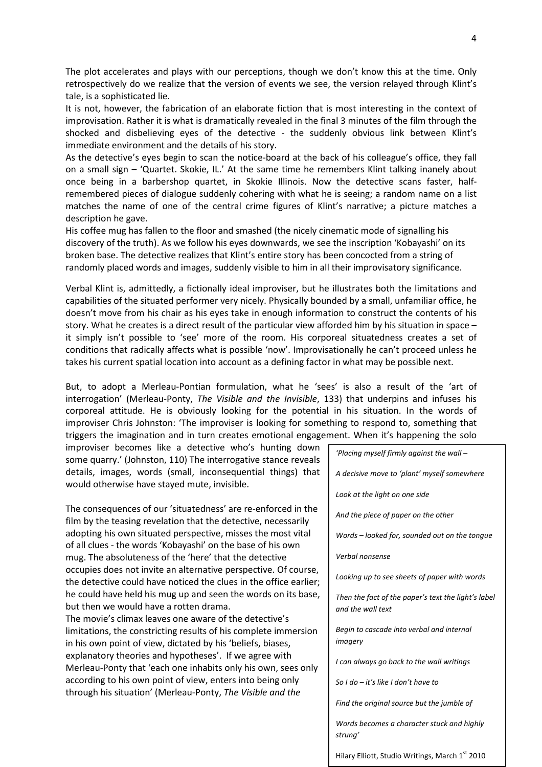The plot accelerates and plays with our perceptions, though we don't know this at the time. Only retrospectively do we realize that the version of events we see, the version relayed through Klint's tale, is a sophisticated lie.

It is not, however, the fabrication of an elaborate fiction that is most interesting in the context of improvisation. Rather it is what is dramatically revealed in the final 3 minutes of the film through the shocked and disbelieving eyes of the detective - the suddenly obvious link between Klint's immediate environment and the details of his story.

As the detective's eyes begin to scan the notice-board at the back of his colleague's office, they fall on a small sign – 'Quartet. Skokie, IL.' At the same time he remembers Klint talking inanely about once being in a barbershop quartet, in Skokie Illinois. Now the detective scans faster, half-remembered pieces of dialogue suddenly cohering with what he is seeing; a random name on a list matches the name of one of the central crime figures of Klint's narrative; a picture matches a description he gave.

His coffee mug has fallen to the floor and smashed (the nicely cinematic mode of signalling his discovery of the truth). As we follow his eyes downwards, we see the inscription 'Kobayashi' on its broken base. The detective realizes that Klint's entire story has been concocted from a string of randomly placed words and images, suddenly visible to him in all their improvisatory significance.

Verbal Klint is, admittedly, a fictionally ideal improviser, but he illustrates both the limitations and capabilities of the situated performer very nicely. Physically bounded by a small, unfamiliar office, he doesn't move from his chair as his eyes take in enough information to construct the contents of his story. What he creates is a direct result of the particular view afforded him by his situation in space – it simply isn't possible to 'see' more of the room. His corporeal situatedness creates a set of conditions that radically affects what is possible 'now'. Improvisationally he can't proceed unless he takes his current spatial location into account as a defining factor in what may be possible next.

But, to adopt a Merleau-Pontian formulation, what he 'sees' is also a result of the 'art of interrogation' (Merleau-Ponty, *The Visible and the Invisible*, 133) that underpins and infuses his corporeal attitude. He is obviously looking for the potential in his situation. In the words of improviser Chris Johnston: 'The improviser is looking for something to respond to, something that triggers the imagination and in turn creates emotional engagement. When it's happening the solo improviser becomes like a detective who's hunting down some quarry.' (Johnston, 110) The interrogative stance reveals details, images, words (small, inconsequential things) that would otherwise have stayed mute, invisible.

The consequences of our 'situatedness' are re-enforced in the film by the teasing revelation that the detective, necessarily adopting his own situated perspective, misses the most vital of all clues - the words 'Kobayashi' on the base of his own mug. The absoluteness of the 'here' that the detective occupies does not invite an alternative perspective. Of course, the detective could have noticed the clues in the office earlier; he could have held his mug up and seen the words on its base, but then we would have a rotten drama.

The movie's climax leaves one aware of the detective's limitations, the constricting results of his complete immersion in his own point of view, dictated by his 'beliefs, biases, explanatory theories and hypotheses'. If we agree with Merleau-Ponty that 'each one inhabits only his own, sees only according to his own point of view, enters into being only through his situation' (Merleau-Ponty, *The Visible and the*

> *'Placing myself firmly against the wall –*
>
> *A decisive move to 'plant' myself somewhere*
>
> *Look at the light on one side*
>
> *And the piece of paper on the other*
>
> *Words – looked for, sounded out on the tongue*
>
> *Verbal nonsense*
>
> *Looking up to see sheets of paper with words*
>
> *Then the fact of the paper's text the light's label and the wall text*
>
> *Begin to cascade into verbal and internal imagery*
>
> *I can always go back to the wall writings*
>
> *So I do – it's like I don't have to*
>
> *Find the original source but the jumble of*
>
> *Words becomes a character stuck and highly strung'*
>
> Hilary Elliott, Studio Writings, March 1st 2010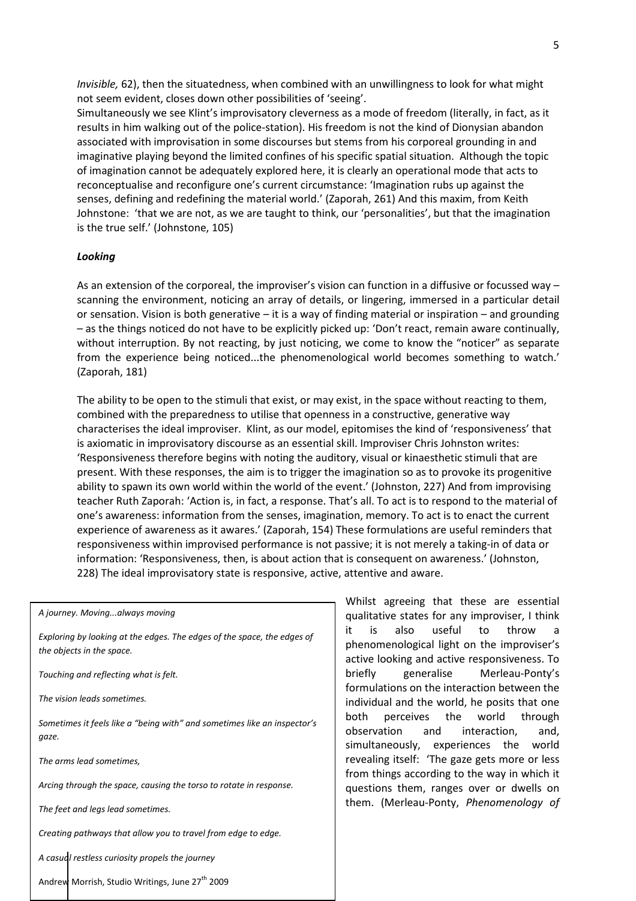*Invisible,* 62), then the situatedness, when combined with an unwillingness to look for what might not seem evident, closes down other possibilities of 'seeing'.

Simultaneously we see Klint's improvisatory cleverness as a mode of freedom (literally, in fact, as it results in him walking out of the police-station). His freedom is not the kind of Dionysian abandon associated with improvisation in some discourses but stems from his corporeal grounding in and imaginative playing beyond the limited confines of his specific spatial situation. Although the topic of imagination cannot be adequately explored here, it is clearly an operational mode that acts to reconceptualise and reconfigure one's current circumstance: 'Imagination rubs up against the senses, defining and redefining the material world.' (Zaporah, 261) And this maxim, from Keith Johnstone: 'that we are not, as we are taught to think, our 'personalities', but that the imagination is the true self.' (Johnstone, 105)

### *Looking*

As an extension of the corporeal, the improviser's vision can function in a diffusive or focussed way – scanning the environment, noticing an array of details, or lingering, immersed in a particular detail or sensation. Vision is both generative – it is a way of finding material or inspiration – and grounding – as the things noticed do not have to be explicitly picked up: 'Don't react, remain aware continually, without interruption. By not reacting, by just noticing, we come to know the "noticer" as separate from the experience being noticed...the phenomenological world becomes something to watch.' (Zaporah, 181)

The ability to be open to the stimuli that exist, or may exist, in the space without reacting to them, combined with the preparedness to utilise that openness in a constructive, generative way characterises the ideal improviser. Klint, as our model, epitomises the kind of 'responsiveness' that is axiomatic in improvisatory discourse as an essential skill. Improviser Chris Johnston writes: 'Responsiveness therefore begins with noting the auditory, visual or kinaesthetic stimuli that are present. With these responses, the aim is to trigger the imagination so as to provoke its progenitive ability to spawn its own world within the world of the event.' (Johnston, 227) And from improvising teacher Ruth Zaporah: 'Action is, in fact, a response. That's all. To act is to respond to the material of one's awareness: information from the senses, imagination, memory. To act is to enact the current experience of awareness as it awares.' (Zaporah, 154) These formulations are useful reminders that responsiveness within improvised performance is not passive; it is not merely a taking-in of data or information: 'Responsiveness, then, is about action that is consequent on awareness.' (Johnston, 228) The ideal improvisatory state is responsive, active, attentive and aware.

*A journey. Moving...always moving*

*Exploring by looking at the edges. The edges of the space, the edges of the objects in the space.*

*Touching and reflecting what is felt.*

*The vision leads sometimes.*

*Sometimes it feels like a "being with" and sometimes like an inspector's gaze.*

*The arms lead sometimes,*

*Arcing through the space, causing the torso to rotate in response.*

*The feet and legs lead sometimes.*

*Creating pathways that allow you to travel from edge to edge.*

*A casual restless curiosity propels the journey*

Andrew Morrish, Studio Writings, June 27th 2009

Whilst agreeing that these are essential qualitative states for any improviser, I think it is also useful to throw a phenomenological light on the improviser's active looking and active responsiveness. To briefly generalise Merleau-Ponty's formulations on the interaction between the individual and the world, he posits that one both perceives the world through observation and interaction, and, simultaneously, experiences the world revealing itself: 'The gaze gets more or less from things according to the way in which it questions them, ranges over or dwells on them. (Merleau-Ponty, *Phenomenology of*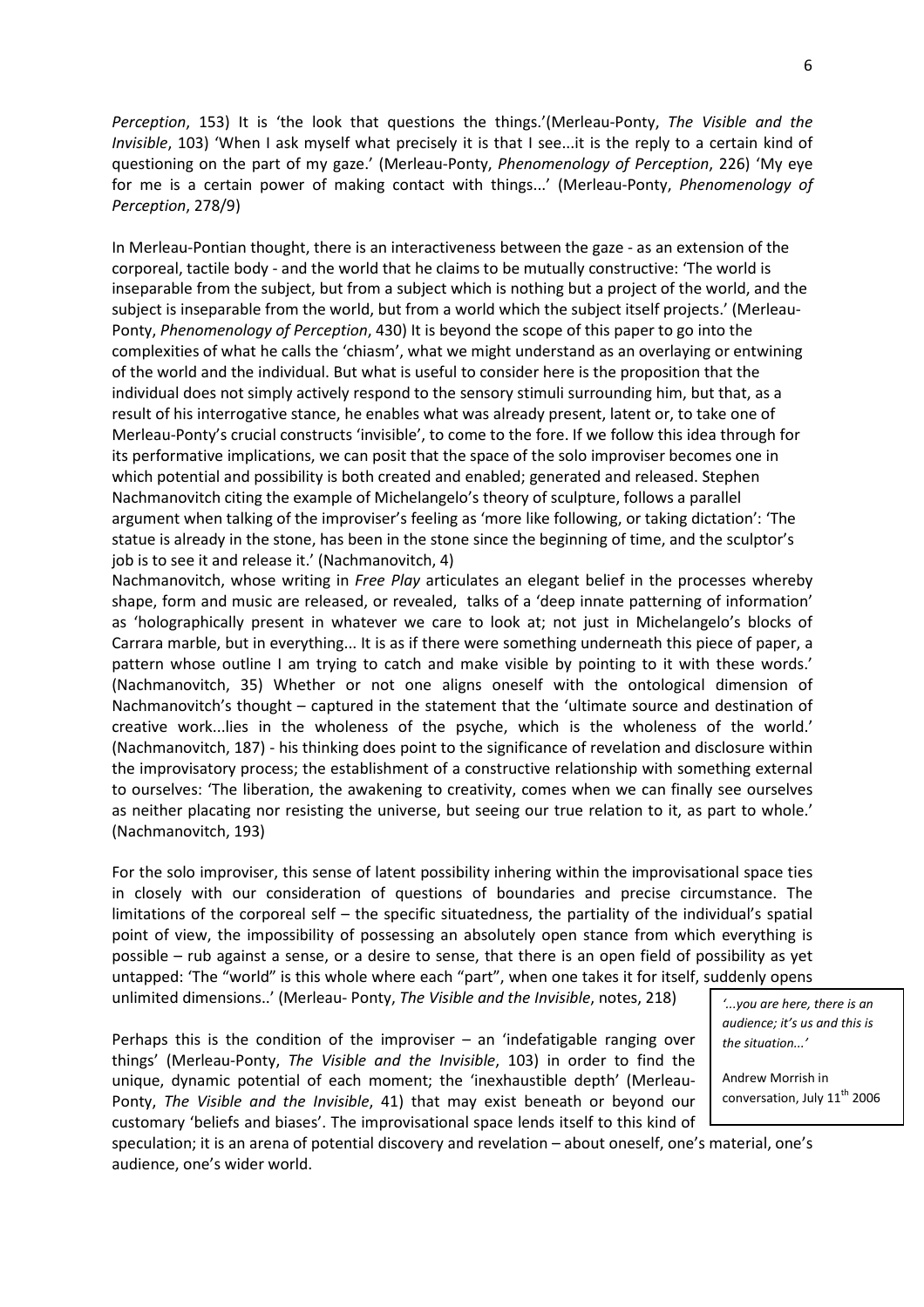*Perception*, 153) It is 'the look that questions the things.'(Merleau-Ponty, *The Visible and the Invisible*, 103) 'When I ask myself what precisely it is that I see...it is the reply to a certain kind of questioning on the part of my gaze.' (Merleau-Ponty, *Phenomenology of Perception*, 226) 'My eye for me is a certain power of making contact with things...' (Merleau-Ponty, *Phenomenology of Perception*, 278/9)

In Merleau-Pontian thought, there is an interactiveness between the gaze - as an extension of the corporeal, tactile body - and the world that he claims to be mutually constructive: 'The world is inseparable from the subject, but from a subject which is nothing but a project of the world, and the subject is inseparable from the world, but from a world which the subject itself projects.' (Merleau-Ponty, *Phenomenology of Perception*, 430) It is beyond the scope of this paper to go into the complexities of what he calls the 'chiasm', what we might understand as an overlaying or entwining of the world and the individual. But what is useful to consider here is the proposition that the individual does not simply actively respond to the sensory stimuli surrounding him, but that, as a result of his interrogative stance, he enables what was already present, latent or, to take one of Merleau-Ponty's crucial constructs 'invisible', to come to the fore. If we follow this idea through for its performative implications, we can posit that the space of the solo improviser becomes one in which potential and possibility is both created and enabled; generated and released. Stephen Nachmanovitch citing the example of Michelangelo's theory of sculpture, follows a parallel argument when talking of the improviser's feeling as 'more like following, or taking dictation': 'The statue is already in the stone, has been in the stone since the beginning of time, and the sculptor's job is to see it and release it.' (Nachmanovitch, 4)

Nachmanovitch, whose writing in *Free Play* articulates an elegant belief in the processes whereby shape, form and music are released, or revealed, talks of a 'deep innate patterning of information' as 'holographically present in whatever we care to look at; not just in Michelangelo's blocks of Carrara marble, but in everything... It is as if there were something underneath this piece of paper, a pattern whose outline I am trying to catch and make visible by pointing to it with these words.' (Nachmanovitch, 35) Whether or not one aligns oneself with the ontological dimension of Nachmanovitch's thought – captured in the statement that the 'ultimate source and destination of creative work...lies in the wholeness of the psyche, which is the wholeness of the world.' (Nachmanovitch, 187) - his thinking does point to the significance of revelation and disclosure within the improvisatory process; the establishment of a constructive relationship with something external to ourselves: 'The liberation, the awakening to creativity, comes when we can finally see ourselves as neither placating nor resisting the universe, but seeing our true relation to it, as part to whole.' (Nachmanovitch, 193)

For the solo improviser, this sense of latent possibility inhering within the improvisational space ties in closely with our consideration of questions of boundaries and precise circumstance. The limitations of the corporeal self – the specific situatedness, the partiality of the individual's spatial point of view, the impossibility of possessing an absolutely open stance from which everything is possible – rub against a sense, or a desire to sense, that there is an open field of possibility as yet untapped: 'The "world" is this whole where each "part", when one takes it for itself, suddenly opens unlimited dimensions..' (Merleau- Ponty, *The Visible and the Invisible*, notes, 218)

> *'...you are here, there is an audience; it's us and this is the situation...'*
>
> Andrew Morrish in conversation, July 11th 2006

Perhaps this is the condition of the improviser – an 'indefatigable ranging over things' (Merleau-Ponty, *The Visible and the Invisible*, 103) in order to find the unique, dynamic potential of each moment; the 'inexhaustible depth' (Merleau-Ponty, *The Visible and the Invisible*, 41) that may exist beneath or beyond our customary 'beliefs and biases'. The improvisational space lends itself to this kind of speculation; it is an arena of potential discovery and revelation – about oneself, one's material, one's audience, one's wider world.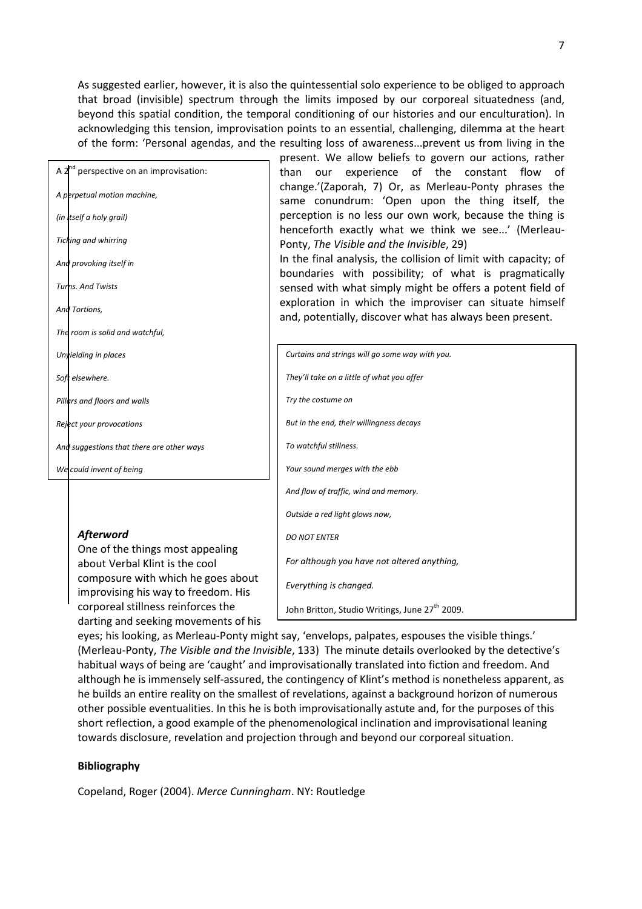As suggested earlier, however, it is also the quintessential solo experience to be obliged to approach that broad (invisible) spectrum through the limits imposed by our corporeal situatedness (and, beyond this spatial condition, the temporal conditioning of our histories and our enculturation). In acknowledging this tension, improvisation points to an essential, challenging, dilemma at the heart of the form: 'Personal agendas, and the resulting loss of awareness...prevent us from living in the present. We allow beliefs to govern our actions, rather than our experience of the constant flow of change.'(Zaporah, 7) Or, as Merleau-Ponty phrases the same conundrum: 'Open upon the thing itself, the perception is no less our own work, because the thing is henceforth exactly what we think we see...' (Merleau-Ponty, *The Visible and the Invisible*, 29)

In the final analysis, the collision of limit with capacity; of boundaries with possibility; of what is pragmatically sensed with what simply might be offers a potent field of exploration in which the improviser can situate himself and, potentially, discover what has always been present.

A 2nd perspective on an improvisation:

*A perpetual motion machine,*

*(in itself a holy grail)*

*Ticking and whirring*

*And provoking itself in*

*Turns. And Twists*

*And Tortions,*

*The room is solid and watchful,*

*Unyielding in places*

*Soft elsewhere.*

*Pillars and floors and walls*

*Reject your provocations*

*And suggestions that there are other ways*

*We could invent of being*

*Curtains and strings will go some way with you.*

*They'll take on a little of what you offer*

*Try the costume on*

*But in the end, their willingness decays*

*To watchful stillness.*

*Your sound merges with the ebb*

*And flow of traffic, wind and memory.*

*Outside a red light glows now,*

*DO NOT ENTER*

*For although you have not altered anything,*

*Everything is changed.*

John Britton, Studio Writings, June 27th 2009.

### *Afterword*

One of the things most appealing about Verbal Klint is the cool composure with which he goes about improvising his way to freedom. His corporeal stillness reinforces the darting and seeking movements of his eyes; his looking, as Merleau-Ponty might say, 'envelops, palpates, espouses the visible things.' (Merleau-Ponty, *The Visible and the Invisible*, 133) The minute details overlooked by the detective's habitual ways of being are 'caught' and improvisationally translated into fiction and freedom. And although he is immensely self-assured, the contingency of Klint's method is nonetheless apparent, as he builds an entire reality on the smallest of revelations, against a background horizon of numerous other possible eventualities. In this he is both improvisationally astute and, for the purposes of this short reflection, a good example of the phenomenological inclination and improvisational leaning towards disclosure, revelation and projection through and beyond our corporeal situation.

**Bibliography**

Copeland, Roger (2004). *Merce Cunningham*. NY: Routledge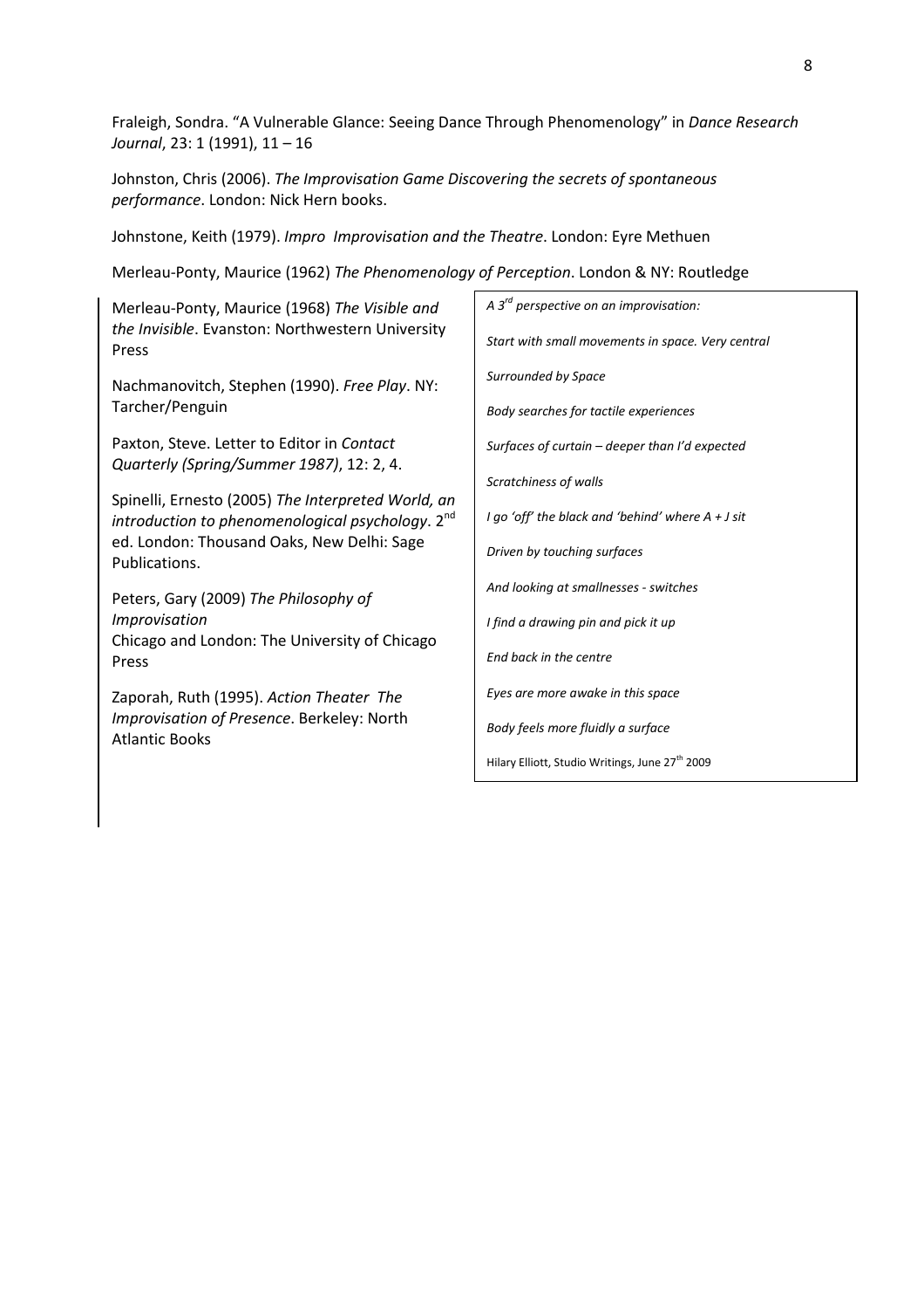Fraleigh, Sondra. "A Vulnerable Glance: Seeing Dance Through Phenomenology" in *Dance Research Journal*, 23: 1 (1991), 11 – 16

Johnston, Chris (2006). *The Improvisation Game Discovering the secrets of spontaneous performance*. London: Nick Hern books.

Johnstone, Keith (1979). *Impro Improvisation and the Theatre*. London: Eyre Methuen

Merleau-Ponty, Maurice (1962) *The Phenomenology of Perception*. London & NY: Routledge

Merleau-Ponty, Maurice (1968) *The Visible and the Invisible*. Evanston: Northwestern University Press

Nachmanovitch, Stephen (1990). *Free Play*. NY: Tarcher/Penguin

Paxton, Steve. Letter to Editor in *Contact Quarterly (Spring/Summer 1987)*, 12: 2, 4.

Spinelli, Ernesto (2005) *The Interpreted World, an introduction to phenomenological psychology*. 2nd ed. London: Thousand Oaks, New Delhi: Sage Publications.

Peters, Gary (2009) *The Philosophy of Improvisation*
Chicago and London: The University of Chicago Press

Zaporah, Ruth (1995). *Action Theater The Improvisation of Presence*. Berkeley: North Atlantic Books

*A 3rd perspective on an improvisation:*

*Start with small movements in space. Very central*

*Surrounded by Space*

*Body searches for tactile experiences*

*Surfaces of curtain – deeper than I'd expected*

*Scratchiness of walls*

*I go 'off' the black and 'behind' where A + J sit*

*Driven by touching surfaces*

*And looking at smallnesses - switches*

*I find a drawing pin and pick it up*

*End back in the centre*

*Eyes are more awake in this space*

*Body feels more fluidly a surface*

Hilary Elliott, Studio Writings, June 27th 2009